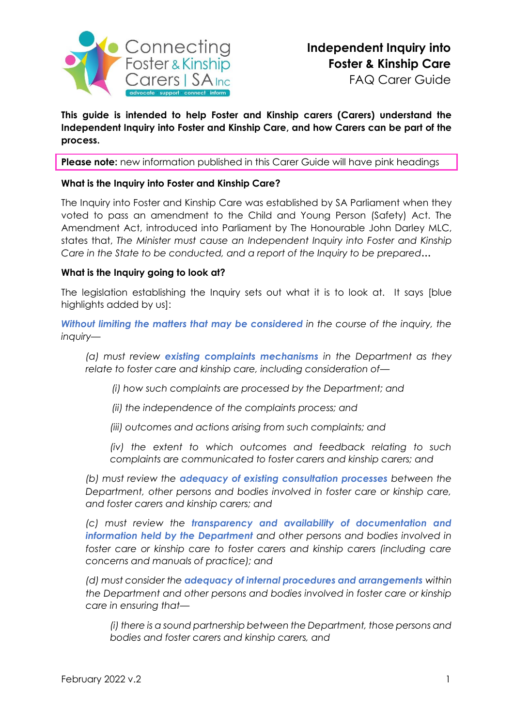# Independent Inquiry into Foster & Kinship Care

FAQ Carer Guide

**This guide is intended to help Foster and Kinship carers (Carers) understand the Independent Inquiry into Foster and Kinship Care, and how Carers can be part of the process.**

**Please note:** new information published in this Carer Guide will have pink headings

### What is the Inquiry into Foster and Kinship Care?

The Inquiry into Foster and Kinship Care was established by SA Parliament when they voted to pass an amendment to the Child and Young Person (Safety) Act. The Amendment Act, introduced into Parliament by The Honourable John Darley MLC, states that, *The Minister must cause an Independent Inquiry into Foster and Kinship Care in the State to be conducted, and a report of the Inquiry to be prepared…*

### What is the Inquiry going to look at?

The legislation establishing the Inquiry sets out what it is to look at. It says [blue highlights added by us]:

***Without limiting the matters that may be considered*** *in the course of the inquiry, the inquiry—*

> *(a) must review* ***existing complaints mechanisms*** *in the Department as they relate to foster care and kinship care, including consideration of—*
>
> > *(i) how such complaints are processed by the Department; and*
> >
> > *(ii) the independence of the complaints process; and*
> >
> > *(iii) outcomes and actions arising from such complaints; and*
> >
> > *(iv) the extent to which outcomes and feedback relating to such complaints are communicated to foster carers and kinship carers; and*
>
> *(b) must review the* ***adequacy of existing consultation processes*** *between the Department, other persons and bodies involved in foster care or kinship care, and foster carers and kinship carers; and*
>
> *(c) must review the* ***transparency and availability of documentation and information held by the Department*** *and other persons and bodies involved in foster care or kinship care to foster carers and kinship carers (including care concerns and manuals of practice); and*
>
> *(d) must consider the* ***adequacy of internal procedures and arrangements*** *within the Department and other persons and bodies involved in foster care or kinship care in ensuring that—*
>
> > *(i) there is a sound partnership between the Department, those persons and bodies and foster carers and kinship carers, and*

February 2022 v.2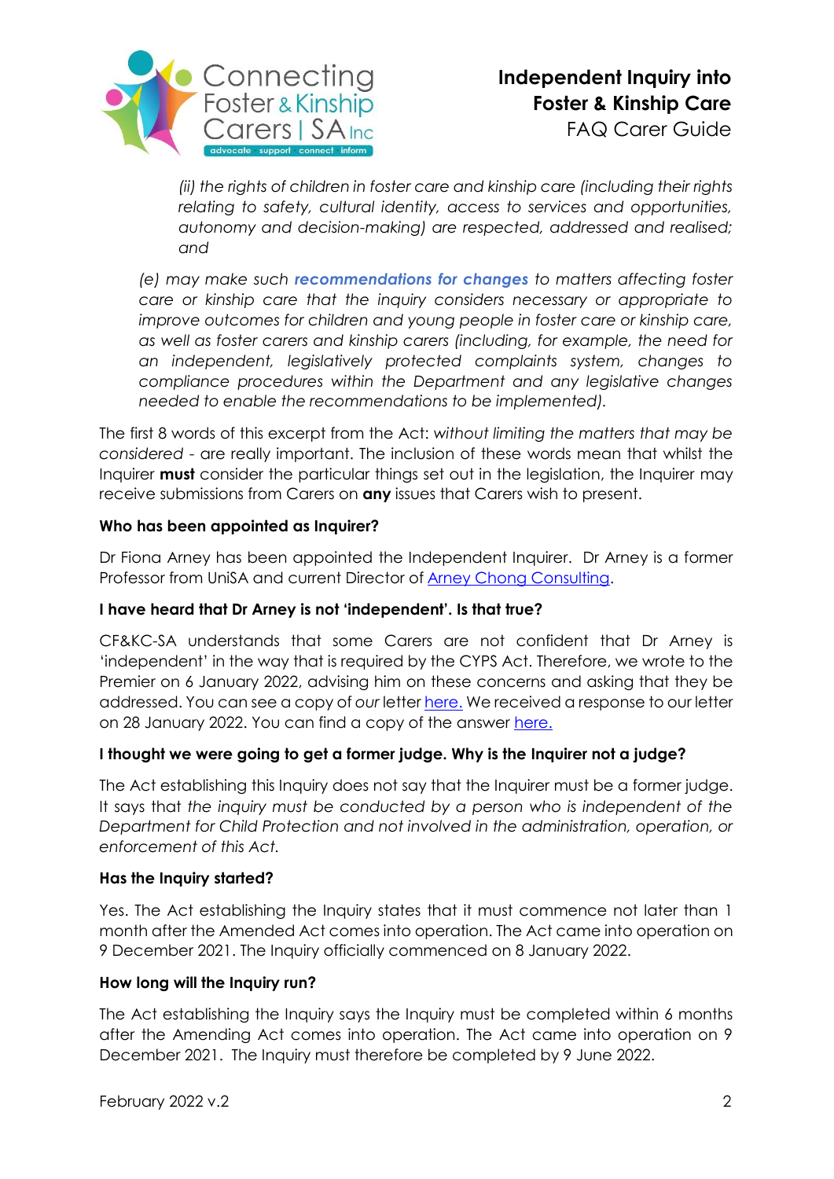*(ii) the rights of children in foster care and kinship care (including their rights relating to safety, cultural identity, access to services and opportunities, autonomy and decision-making) are respected, addressed and realised; and*

*(e) may make such* ***recommendations for changes*** *to matters affecting foster care or kinship care that the inquiry considers necessary or appropriate to improve outcomes for children and young people in foster care or kinship care, as well as foster carers and kinship carers (including, for example, the need for an independent, legislatively protected complaints system, changes to compliance procedures within the Department and any legislative changes needed to enable the recommendations to be implemented).*

The first 8 words of this excerpt from the Act: *without limiting the matters that may be considered* - are really important. The inclusion of these words mean that whilst the Inquirer **must** consider the particular things set out in the legislation, the Inquirer may receive submissions from Carers on **any** issues that Carers wish to present.

**Who has been appointed as Inquirer?**

Dr Fiona Arney has been appointed the Independent Inquirer. Dr Arney is a former Professor from UniSA and current Director of Arney Chong Consulting.

**I have heard that Dr Arney is not 'independent'. Is that true?**

CF&KC-SA understands that some Carers are not confident that Dr Arney is 'independent' in the way that is required by the CYPS Act. Therefore, we wrote to the Premier on 6 January 2022, advising him on these concerns and asking that they be addressed. You can see a copy of *our* letter here. We received a response to our letter on 28 January 2022. You can find a copy of the answer here.

**I thought we were going to get a former judge. Why is the Inquirer not a judge?**

The Act establishing this Inquiry does not say that the Inquirer must be a former judge. It says that *the inquiry must be conducted by a person who is independent of the Department for Child Protection and not involved in the administration, operation, or enforcement of this Act.*

**Has the Inquiry started?**

Yes. The Act establishing the Inquiry states that it must commence not later than 1 month after the Amended Act comes into operation. The Act came into operation on 9 December 2021. The Inquiry officially commenced on 8 January 2022.

**How long will the Inquiry run?**

The Act establishing the Inquiry says the Inquiry must be completed within 6 months after the Amending Act comes into operation. The Act came into operation on 9 December 2021. The Inquiry must therefore be completed by 9 June 2022.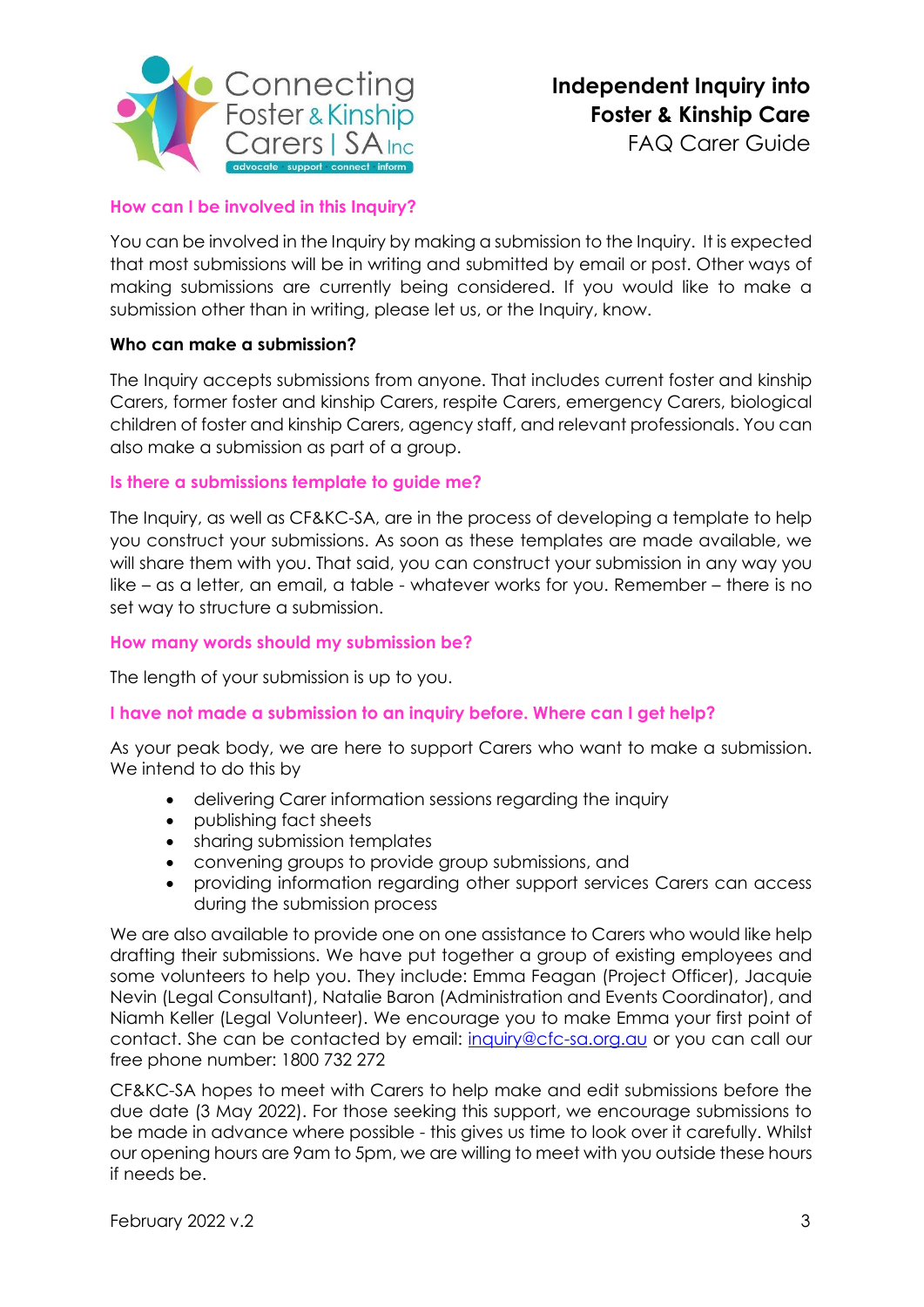## How can I be involved in this Inquiry?

You can be involved in the Inquiry by making a submission to the Inquiry. It is expected that most submissions will be in writing and submitted by email or post. Other ways of making submissions are currently being considered. If you would like to make a submission other than in writing, please let us, or the Inquiry, know.

**Who can make a submission?**

The Inquiry accepts submissions from anyone. That includes current foster and kinship Carers, former foster and kinship Carers, respite Carers, emergency Carers, biological children of foster and kinship Carers, agency staff, and relevant professionals. You can also make a submission as part of a group.

## Is there a submissions template to guide me?

The Inquiry, as well as CF&KC-SA, are in the process of developing a template to help you construct your submissions. As soon as these templates are made available, we will share them with you. That said, you can construct your submission in any way you like – as a letter, an email, a table - whatever works for you. Remember – there is no set way to structure a submission.

## How many words should my submission be?

The length of your submission is up to you.

## I have not made a submission to an inquiry before. Where can I get help?

As your peak body, we are here to support Carers who want to make a submission. We intend to do this by

- delivering Carer information sessions regarding the inquiry
- publishing fact sheets
- sharing submission templates
- convening groups to provide group submissions, and
- providing information regarding other support services Carers can access during the submission process

We are also available to provide one on one assistance to Carers who would like help drafting their submissions. We have put together a group of existing employees and some volunteers to help you. They include: Emma Feagan (Project Officer), Jacquie Nevin (Legal Consultant), Natalie Baron (Administration and Events Coordinator), and Niamh Keller (Legal Volunteer). We encourage you to make Emma your first point of contact. She can be contacted by email: inquiry@cfc-sa.org.au or you can call our free phone number: 1800 732 272

CF&KC-SA hopes to meet with Carers to help make and edit submissions before the due date (3 May 2022). For those seeking this support, we encourage submissions to be made in advance where possible - this gives us time to look over it carefully. Whilst our opening hours are 9am to 5pm, we are willing to meet with you outside these hours if needs be.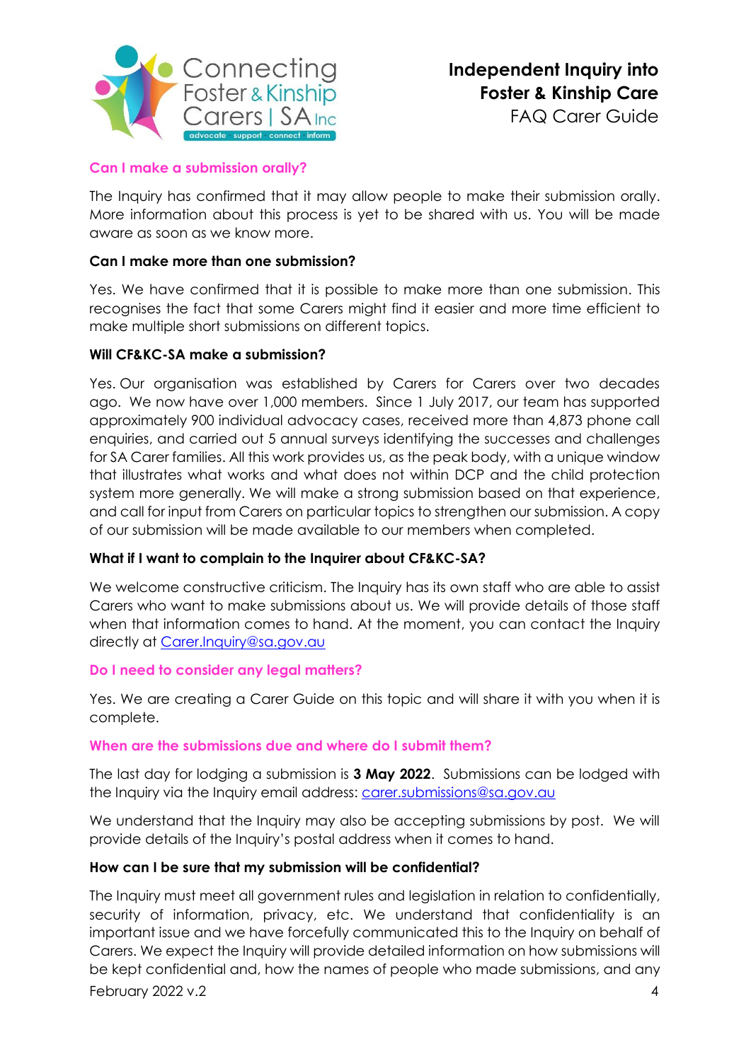### Can I make a submission orally?

The Inquiry has confirmed that it may allow people to make their submission orally. More information about this process is yet to be shared with us. You will be made aware as soon as we know more.

### Can I make more than one submission?

Yes. We have confirmed that it is possible to make more than one submission. This recognises the fact that some Carers might find it easier and more time efficient to make multiple short submissions on different topics.

### Will CF&KC-SA make a submission?

Yes. Our organisation was established by Carers for Carers over two decades ago. We now have over 1,000 members. Since 1 July 2017, our team has supported approximately 900 individual advocacy cases, received more than 4,873 phone call enquiries, and carried out 5 annual surveys identifying the successes and challenges for SA Carer families. All this work provides us, as the peak body, with a unique window that illustrates what works and what does not within DCP and the child protection system more generally. We will make a strong submission based on that experience, and call for input from Carers on particular topics to strengthen our submission. A copy of our submission will be made available to our members when completed.

### What if I want to complain to the Inquirer about CF&KC-SA?

We welcome constructive criticism. The Inquiry has its own staff who are able to assist Carers who want to make submissions about us. We will provide details of those staff when that information comes to hand. At the moment, you can contact the Inquiry directly at Carer.Inquiry@sa.gov.au

### Do I need to consider any legal matters?

Yes. We are creating a Carer Guide on this topic and will share it with you when it is complete.

### When are the submissions due and where do I submit them?

The last day for lodging a submission is **3 May 2022**. Submissions can be lodged with the Inquiry via the Inquiry email address: carer.submissions@sa.gov.au

We understand that the Inquiry may also be accepting submissions by post. We will provide details of the Inquiry's postal address when it comes to hand.

### How can I be sure that my submission will be confidential?

The Inquiry must meet all government rules and legislation in relation to confidentially, security of information, privacy, etc. We understand that confidentiality is an important issue and we have forcefully communicated this to the Inquiry on behalf of Carers. We expect the Inquiry will provide detailed information on how submissions will be kept confidential and, how the names of people who made submissions, and any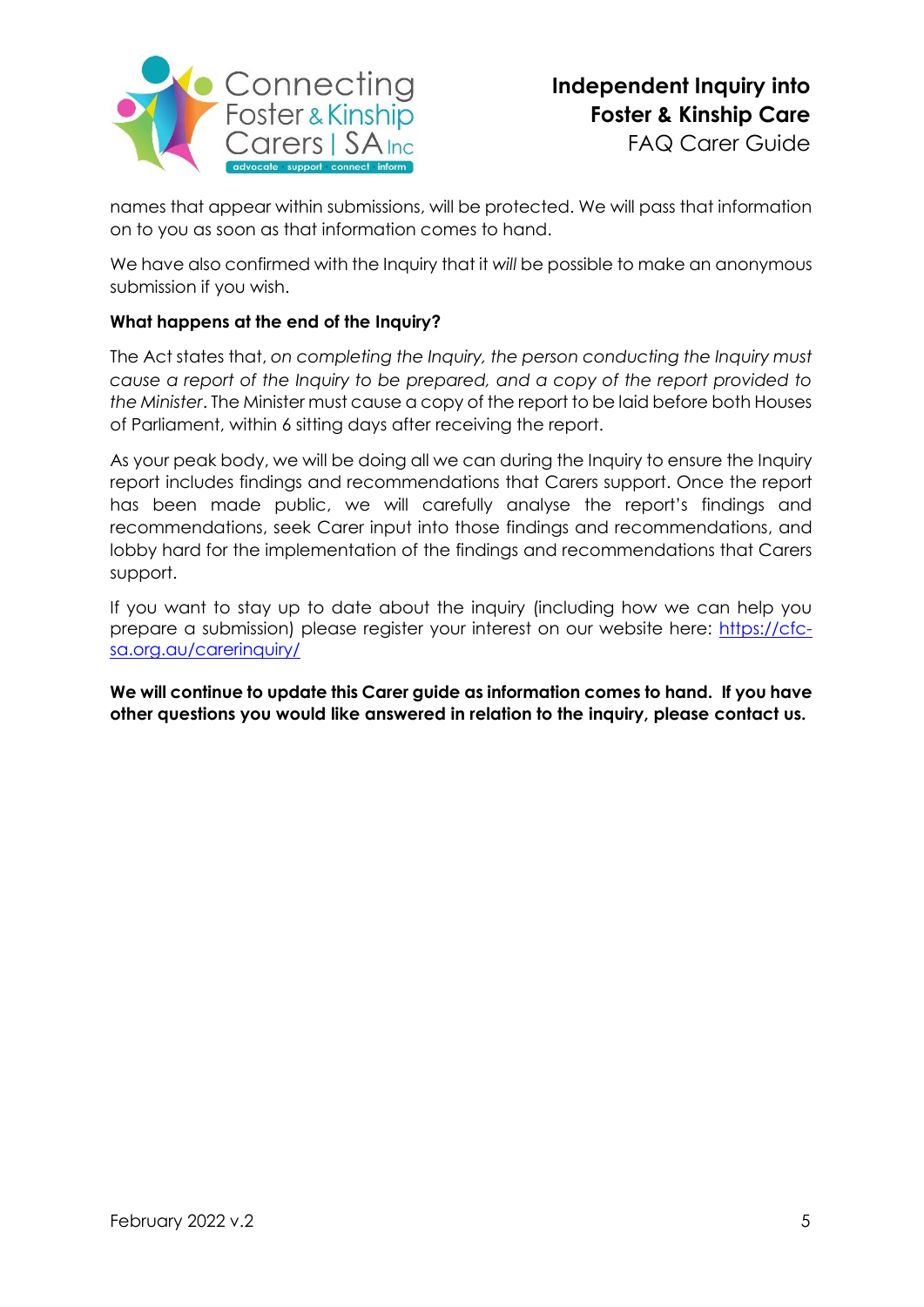names that appear within submissions, will be protected. We will pass that information on to you as soon as that information comes to hand.

We have also confirmed with the Inquiry that it *will* be possible to make an anonymous submission if you wish.

**What happens at the end of the Inquiry?**

The Act states that, *on completing the Inquiry, the person conducting the Inquiry must cause a report of the Inquiry to be prepared, and a copy of the report provided to the Minister*. The Minister must cause a copy of the report to be laid before both Houses of Parliament, within 6 sitting days after receiving the report.

As your peak body, we will be doing all we can during the Inquiry to ensure the Inquiry report includes findings and recommendations that Carers support. Once the report has been made public, we will carefully analyse the report's findings and recommendations, seek Carer input into those findings and recommendations, and lobby hard for the implementation of the findings and recommendations that Carers support.

If you want to stay up to date about the inquiry (including how we can help you prepare a submission) please register your interest on our website here: [https://cfc-sa.org.au/carerinquiry/](https://cfc-sa.org.au/carerinquiry/)

**We will continue to update this Carer guide as information comes to hand. If you have other questions you would like answered in relation to the inquiry, please contact us.**

February 2022 v.2